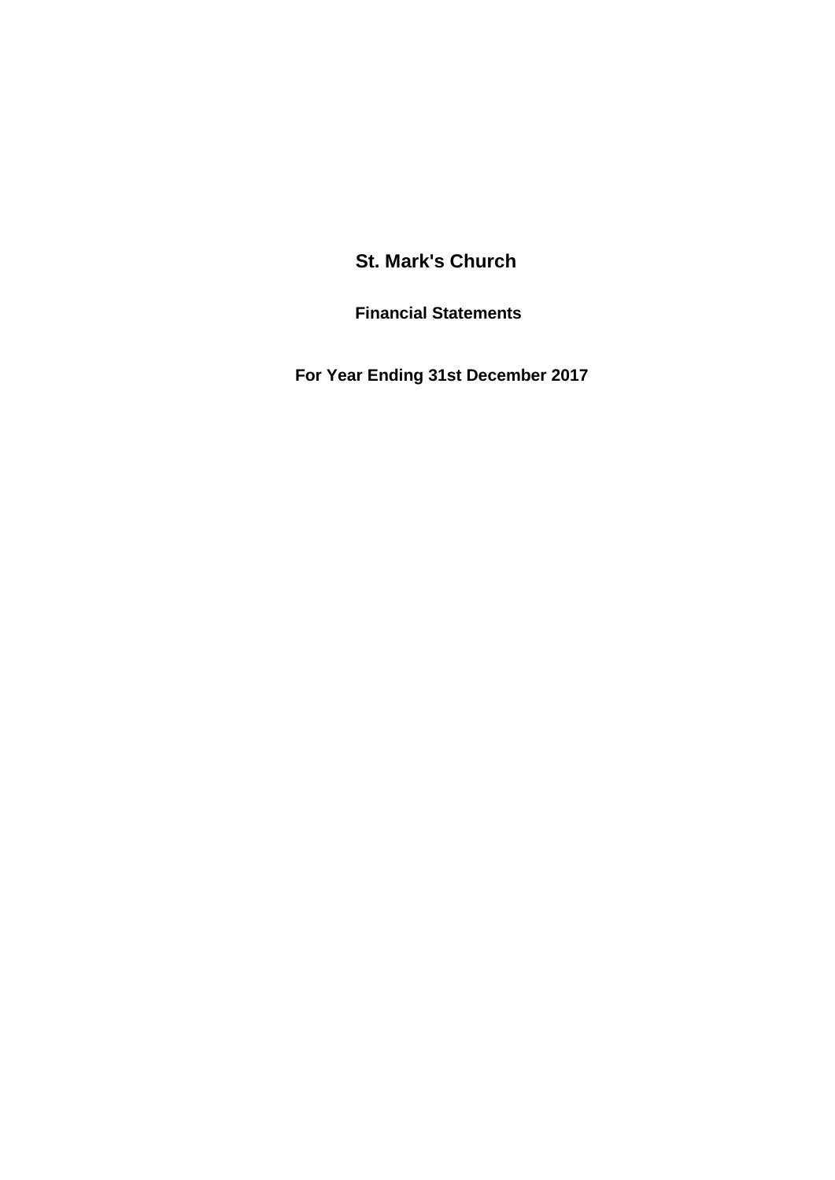# St. Mark's Church

## Financial Statements

## For Year Ending 31st December 2017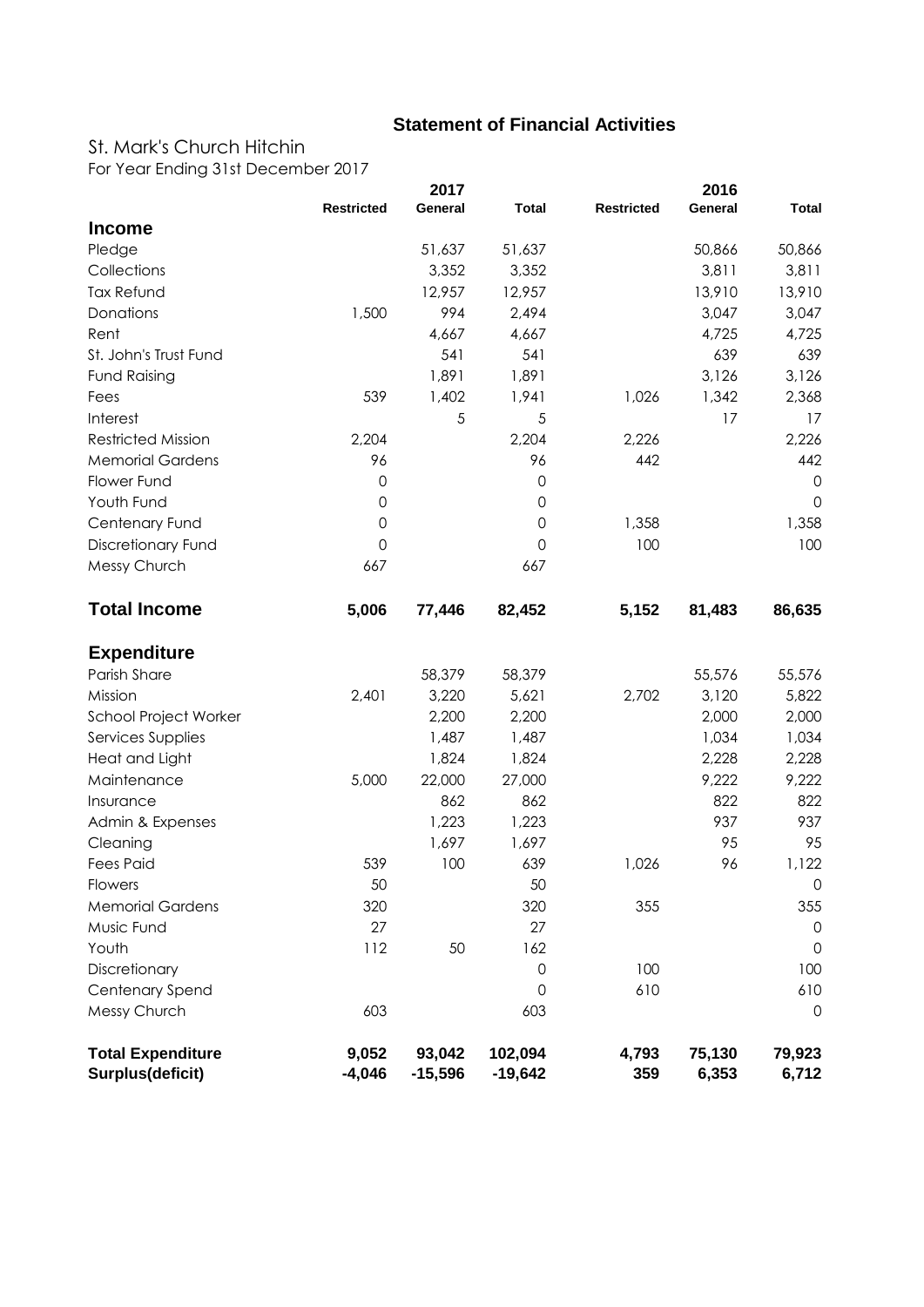## Statement of Financial Activities

St. Mark's Church Hitchin

For Year Ending 31st December 2017

| | 2017 | | | 2016 | | |
|---|---|---|---|---|---|---|
| | Restricted | General | Total | Restricted | General | Total |
| **Income** | | | | | | |
| Pledge | | 51,637 | 51,637 | | 50,866 | 50,866 |
| Collections | | 3,352 | 3,352 | | 3,811 | 3,811 |
| Tax Refund | | 12,957 | 12,957 | | 13,910 | 13,910 |
| Donations | 1,500 | 994 | 2,494 | | 3,047 | 3,047 |
| Rent | | 4,667 | 4,667 | | 4,725 | 4,725 |
| St. John's Trust Fund | | 541 | 541 | | 639 | 639 |
| Fund Raising | | 1,891 | 1,891 | | 3,126 | 3,126 |
| Fees | 539 | 1,402 | 1,941 | 1,026 | 1,342 | 2,368 |
| Interest | | 5 | 5 | | 17 | 17 |
| Restricted Mission | 2,204 | | 2,204 | 2,226 | | 2,226 |
| Memorial Gardens | 96 | | 96 | 442 | | 442 |
| Flower Fund | 0 | | 0 | | | 0 |
| Youth Fund | 0 | | 0 | | | 0 |
| Centenary Fund | 0 | | 0 | 1,358 | | 1,358 |
| Discretionary Fund | 0 | | 0 | 100 | | 100 |
| Messy Church | 667 | | 667 | | | |
| **Total Income** | **5,006** | **77,446** | **82,452** | **5,152** | **81,483** | **86,635** |
| **Expenditure** | | | | | | |
| Parish Share | | 58,379 | 58,379 | | 55,576 | 55,576 |
| Mission | 2,401 | 3,220 | 5,621 | 2,702 | 3,120 | 5,822 |
| School Project Worker | | 2,200 | 2,200 | | 2,000 | 2,000 |
| Services Supplies | | 1,487 | 1,487 | | 1,034 | 1,034 |
| Heat and Light | | 1,824 | 1,824 | | 2,228 | 2,228 |
| Maintenance | 5,000 | 22,000 | 27,000 | | 9,222 | 9,222 |
| Insurance | | 862 | 862 | | 822 | 822 |
| Admin & Expenses | | 1,223 | 1,223 | | 937 | 937 |
| Cleaning | | 1,697 | 1,697 | | 95 | 95 |
| Fees Paid | 539 | 100 | 639 | 1,026 | 96 | 1,122 |
| Flowers | 50 | | 50 | | | 0 |
| Memorial Gardens | 320 | | 320 | 355 | | 355 |
| Music Fund | 27 | | 27 | | | 0 |
| Youth | 112 | 50 | 162 | | | 0 |
| Discretionary | | | 0 | 100 | | 100 |
| Centenary Spend | | | 0 | 610 | | 610 |
| Messy Church | 603 | | 603 | | | 0 |
| **Total Expenditure** | **9,052** | **93,042** | **102,094** | **4,793** | **75,130** | **79,923** |
| **Surplus(deficit)** | **-4,046** | **-15,596** | **-19,642** | **359** | **6,353** | **6,712** |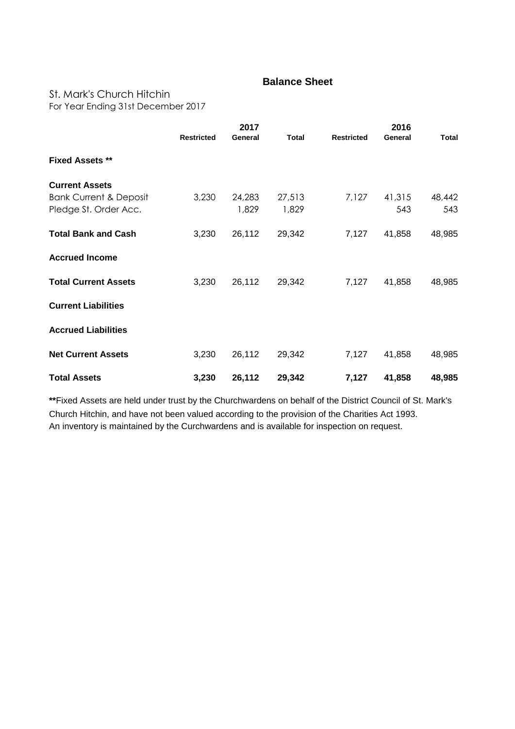## Balance Sheet

St. Mark's Church Hitchin
For Year Ending 31st December 2017

| | 2017 | | | 2016 | | |
|---|---|---|---|---|---|---|
| | **Restricted** | **General** | **Total** | **Restricted** | **General** | **Total** |
| **Fixed Assets ** ** | | | | | | |
| **Current Assets** | | | | | | |
| Bank Current & Deposit | 3,230 | 24,283 | 27,513 | 7,127 | 41,315 | 48,442 |
| Pledge St. Order Acc. | | 1,829 | 1,829 | | 543 | 543 |
| **Total Bank and Cash** | 3,230 | 26,112 | 29,342 | 7,127 | 41,858 | 48,985 |
| **Accrued Income** | | | | | | |
| **Total Current Assets** | 3,230 | 26,112 | 29,342 | 7,127 | 41,858 | 48,985 |
| **Current Liabilities** | | | | | | |
| **Accrued Liabilities** | | | | | | |
| **Net Current Assets** | 3,230 | 26,112 | 29,342 | 7,127 | 41,858 | 48,985 |
| **Total Assets** | **3,230** | **26,112** | **29,342** | **7,127** | **41,858** | **48,985** |

**Fixed Assets are held under trust by the Churchwardens on behalf of the District Council of St. Mark's Church Hitchin, and have not been valued according to the provision of the Charities Act 1993.
An inventory is maintained by the Curchwardens and is available for inspection on request.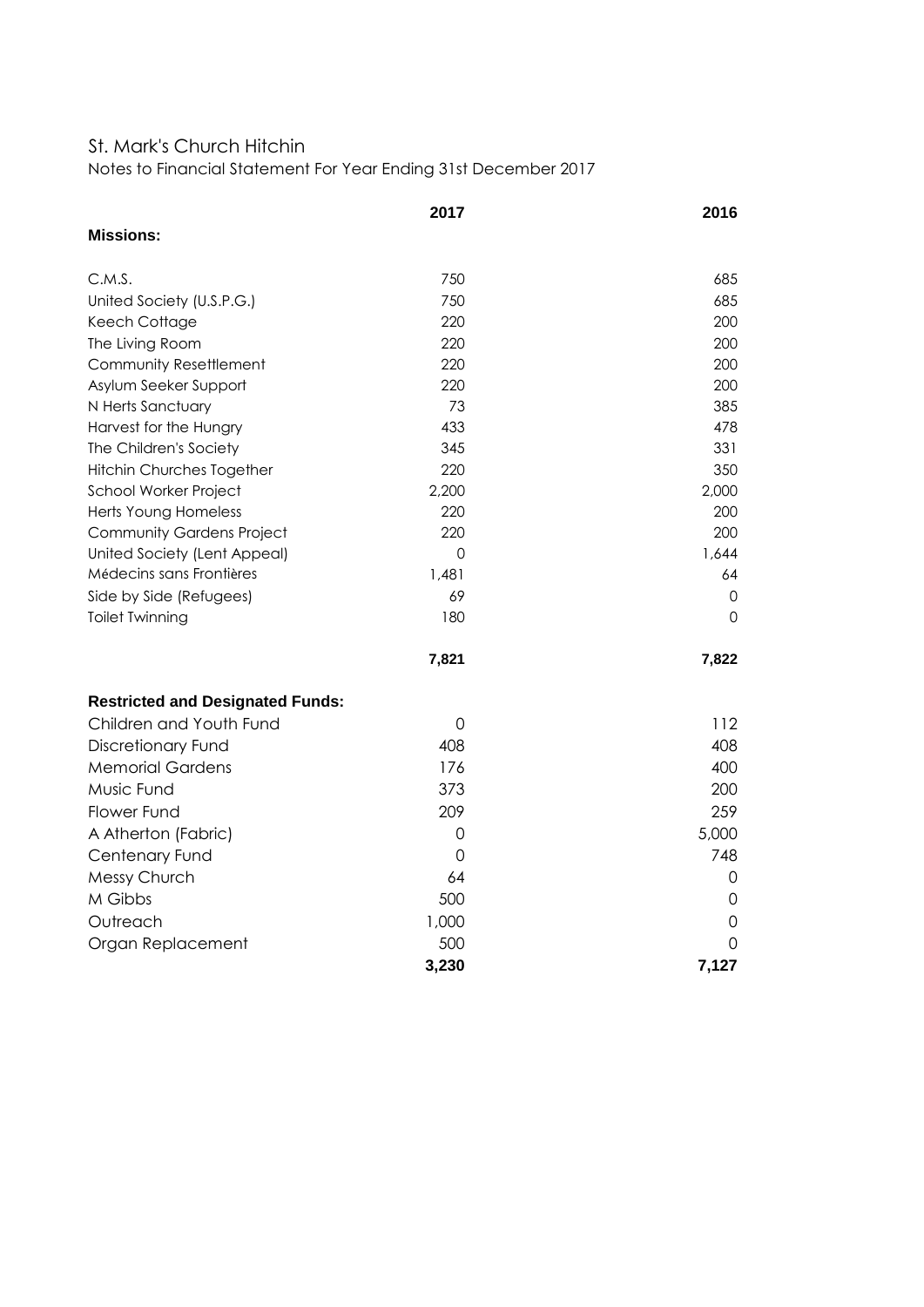St. Mark's Church Hitchin

Notes to Financial Statement For Year Ending 31st December 2017

| | 2017 | 2016 |
|---|---|---|
| **Missions:** | | |
| C.M.S. | 750 | 685 |
| United Society (U.S.P.G.) | 750 | 685 |
| Keech Cottage | 220 | 200 |
| The Living Room | 220 | 200 |
| Community Resettlement | 220 | 200 |
| Asylum Seeker Support | 220 | 200 |
| N Herts Sanctuary | 73 | 385 |
| Harvest for the Hungry | 433 | 478 |
| The Children's Society | 345 | 331 |
| Hitchin Churches Together | 220 | 350 |
| School Worker Project | 2,200 | 2,000 |
| Herts Young Homeless | 220 | 200 |
| Community Gardens Project | 220 | 200 |
| United Society (Lent Appeal) | 0 | 1,644 |
| Médecins sans Frontières | 1,481 | 64 |
| Side by Side (Refugees) | 69 | 0 |
| Toilet Twinning | 180 | 0 |
| | **7,821** | **7,822** |
| **Restricted and Designated Funds:** | | |
| Children and Youth Fund | 0 | 112 |
| Discretionary Fund | 408 | 408 |
| Memorial Gardens | 176 | 400 |
| Music Fund | 373 | 200 |
| Flower Fund | 209 | 259 |
| A Atherton (Fabric) | 0 | 5,000 |
| Centenary Fund | 0 | 748 |
| Messy Church | 64 | 0 |
| M Gibbs | 500 | 0 |
| Outreach | 1,000 | 0 |
| Organ Replacement | 500 | 0 |
| | **3,230** | **7,127** |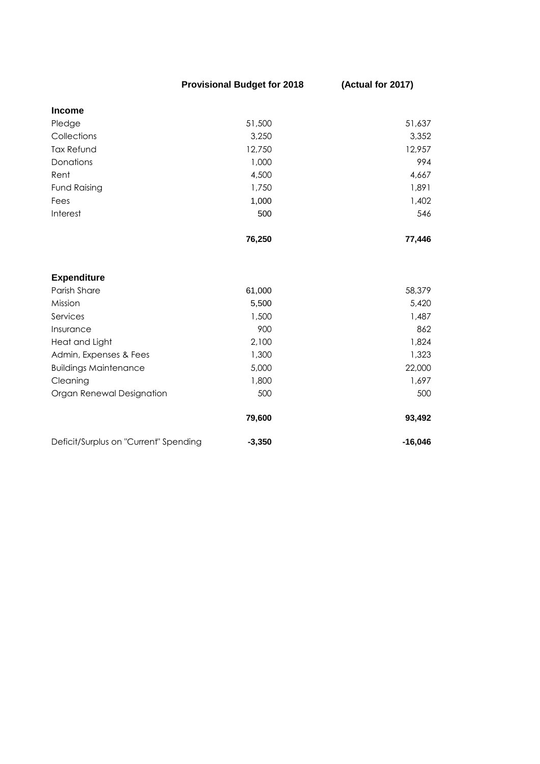| | Provisional Budget for 2018 | (Actual for 2017) |
|---|---|---|
| **Income** | | |
| Pledge | 51,500 | 51,637 |
| Collections | 3,250 | 3,352 |
| Tax Refund | 12,750 | 12,957 |
| Donations | 1,000 | 994 |
| Rent | 4,500 | 4,667 |
| Fund Raising | 1,750 | 1,891 |
| Fees | 1,000 | 1,402 |
| Interest | 500 | 546 |
| | **76,250** | **77,446** |
| **Expenditure** | | |
| Parish Share | 61,000 | 58,379 |
| Mission | 5,500 | 5,420 |
| Services | 1,500 | 1,487 |
| Insurance | 900 | 862 |
| Heat and Light | 2,100 | 1,824 |
| Admin, Expenses & Fees | 1,300 | 1,323 |
| Buildings Maintenance | 5,000 | 22,000 |
| Cleaning | 1,800 | 1,697 |
| Organ Renewal Designation | 500 | 500 |
| | **79,600** | **93,492** |
| Deficit/Surplus on "Current" Spending | **-3,350** | **-16,046** |